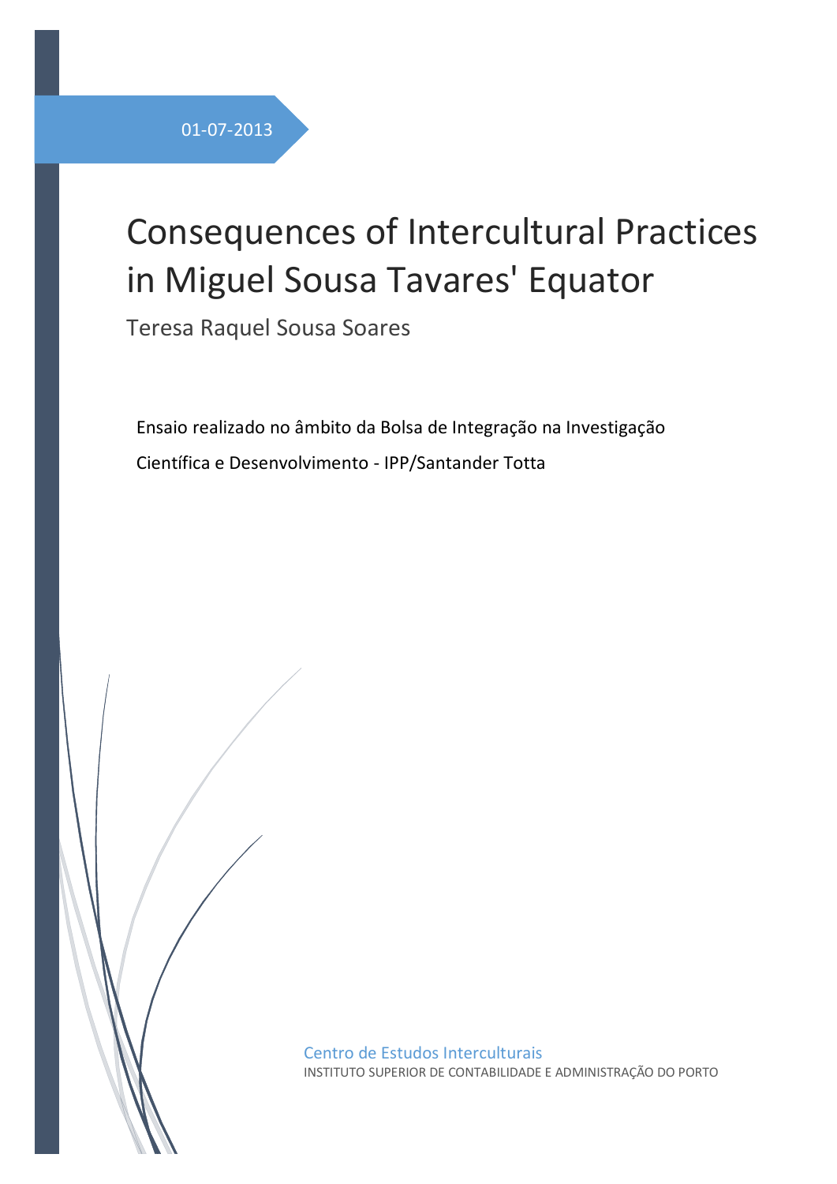01-07-2013

# Consequences of Intercultural Practices in Miguel Sousa Tavares' Equator

Teresa Raquel Sousa Soares

Ensaio realizado no âmbito da Bolsa de Integração na Investigação Científica e Desenvolvimento - IPP/Santander Totta

Centro de Estudos Interculturais

INSTITUTO SUPERIOR DE CONTABILIDADE E ADMINISTRAÇÃO DO PORTO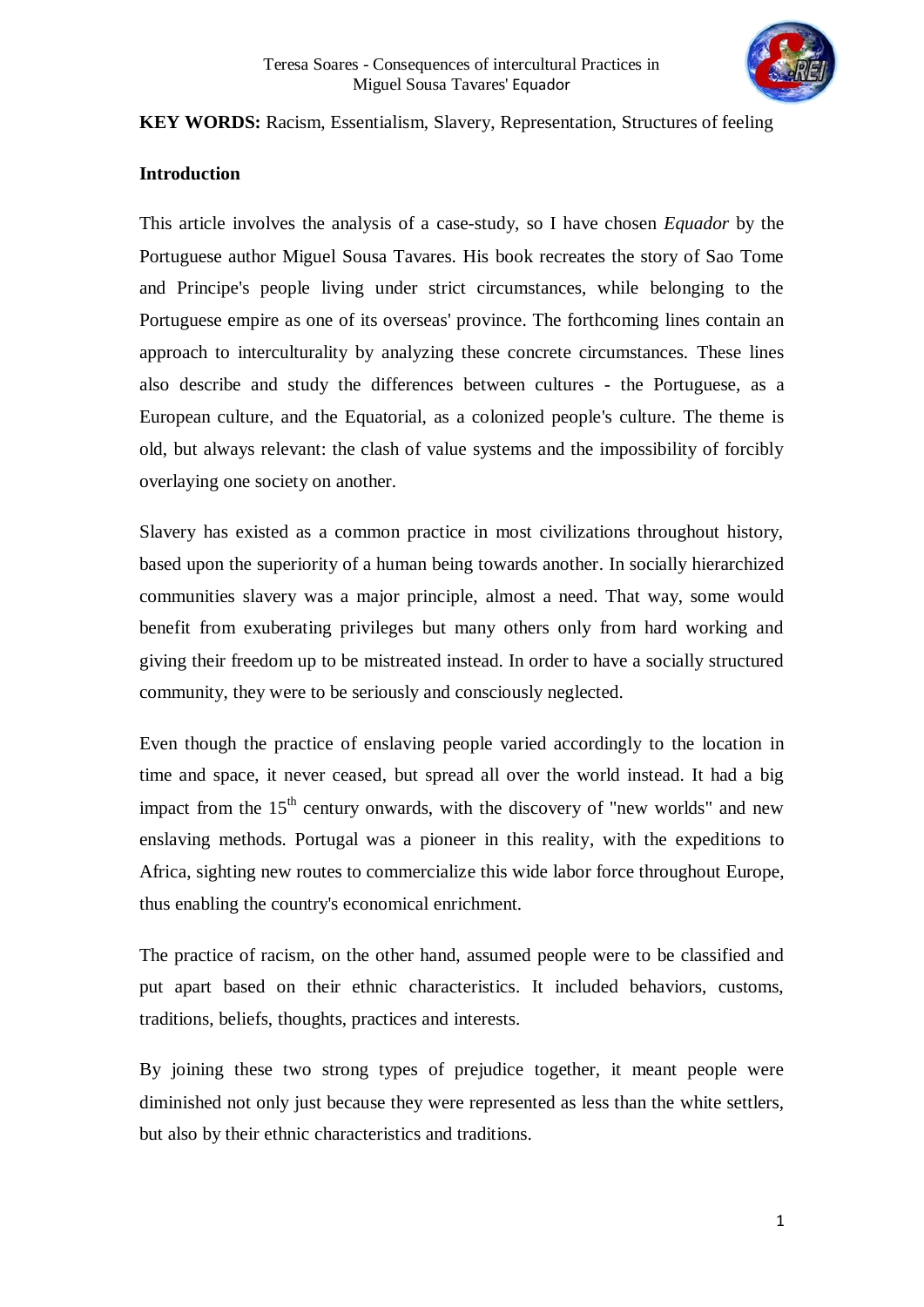**KEY WORDS:** Racism, Essentialism, Slavery, Representation, Structures of feeling

## Introduction

This article involves the analysis of a case-study, so I have chosen *Equador* by the Portuguese author Miguel Sousa Tavares. His book recreates the story of Sao Tome and Principe's people living under strict circumstances, while belonging to the Portuguese empire as one of its overseas' province. The forthcoming lines contain an approach to interculturality by analyzing these concrete circumstances. These lines also describe and study the differences between cultures - the Portuguese, as a European culture, and the Equatorial, as a colonized people's culture. The theme is old, but always relevant: the clash of value systems and the impossibility of forcibly overlaying one society on another.

Slavery has existed as a common practice in most civilizations throughout history, based upon the superiority of a human being towards another. In socially hierarchized communities slavery was a major principle, almost a need. That way, some would benefit from exuberating privileges but many others only from hard working and giving their freedom up to be mistreated instead. In order to have a socially structured community, they were to be seriously and consciously neglected.

Even though the practice of enslaving people varied accordingly to the location in time and space, it never ceased, but spread all over the world instead. It had a big impact from the 15th century onwards, with the discovery of "new worlds" and new enslaving methods. Portugal was a pioneer in this reality, with the expeditions to Africa, sighting new routes to commercialize this wide labor force throughout Europe, thus enabling the country's economical enrichment.

The practice of racism, on the other hand, assumed people were to be classified and put apart based on their ethnic characteristics. It included behaviors, customs, traditions, beliefs, thoughts, practices and interests.

By joining these two strong types of prejudice together, it meant people were diminished not only just because they were represented as less than the white settlers, but also by their ethnic characteristics and traditions.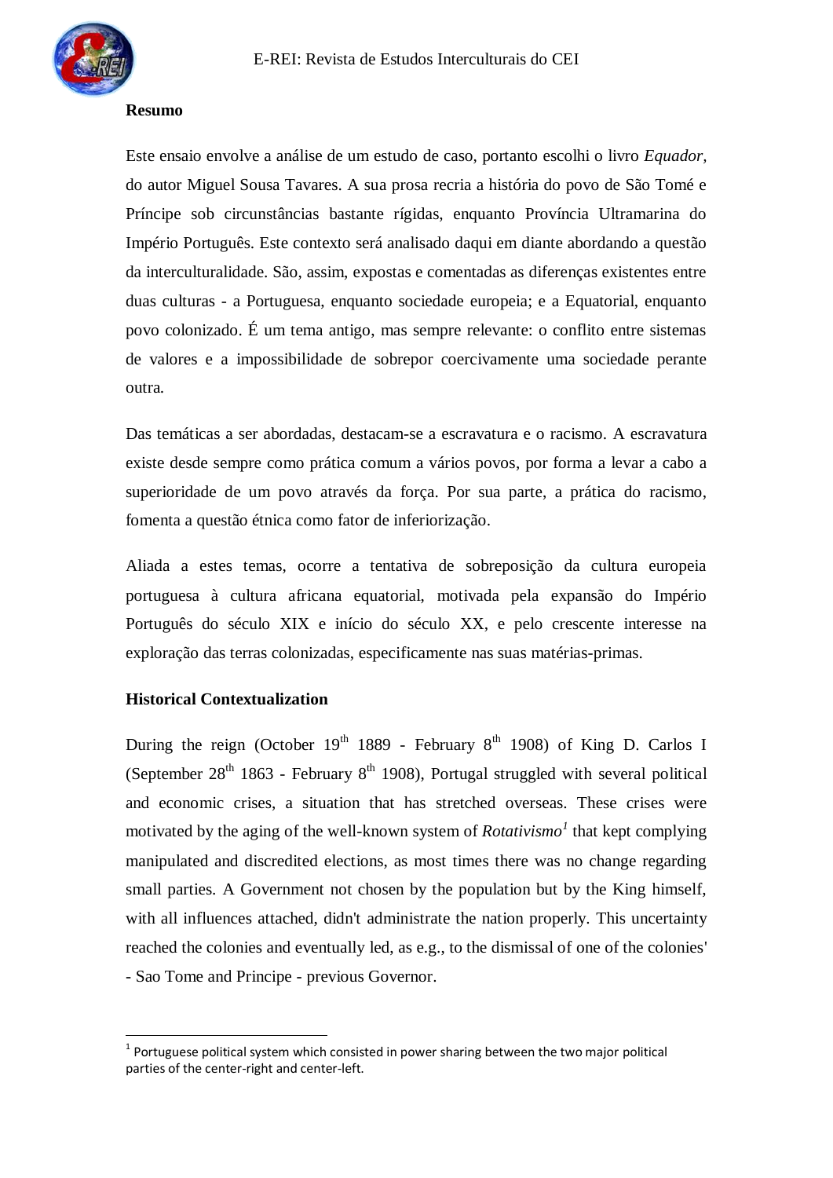**Resumo**

Este ensaio envolve a análise de um estudo de caso, portanto escolhi o livro *Equador*, do autor Miguel Sousa Tavares. A sua prosa recria a história do povo de São Tomé e Príncipe sob circunstâncias bastante rígidas, enquanto Província Ultramarina do Império Português. Este contexto será analisado daqui em diante abordando a questão da interculturalidade. São, assim, expostas e comentadas as diferenças existentes entre duas culturas - a Portuguesa, enquanto sociedade europeia; e a Equatorial, enquanto povo colonizado. É um tema antigo, mas sempre relevante: o conflito entre sistemas de valores e a impossibilidade de sobrepor coercivamente uma sociedade perante outra.

Das temáticas a ser abordadas, destacam-se a escravatura e o racismo. A escravatura existe desde sempre como prática comum a vários povos, por forma a levar a cabo a superioridade de um povo através da força. Por sua parte, a prática do racismo, fomenta a questão étnica como fator de inferiorização.

Aliada a estes temas, ocorre a tentativa de sobreposição da cultura europeia portuguesa à cultura africana equatorial, motivada pela expansão do Império Português do século XIX e início do século XX, e pelo crescente interesse na exploração das terras colonizadas, especificamente nas suas matérias-primas.

**Historical Contextualization**

During the reign (October 19th 1889 - February 8th 1908) of King D. Carlos I (September 28th 1863 - February 8th 1908), Portugal struggled with several political and economic crises, a situation that has stretched overseas. These crises were motivated by the aging of the well-known system of *Rotativismo*[1] that kept complying manipulated and discredited elections, as most times there was no change regarding small parties. A Government not chosen by the population but by the King himself, with all influences attached, didn't administrate the nation properly. This uncertainty reached the colonies and eventually led, as e.g., to the dismissal of one of the colonies' - Sao Tome and Principe - previous Governor.

---

[1] Portuguese political system which consisted in power sharing between the two major political parties of the center-right and center-left.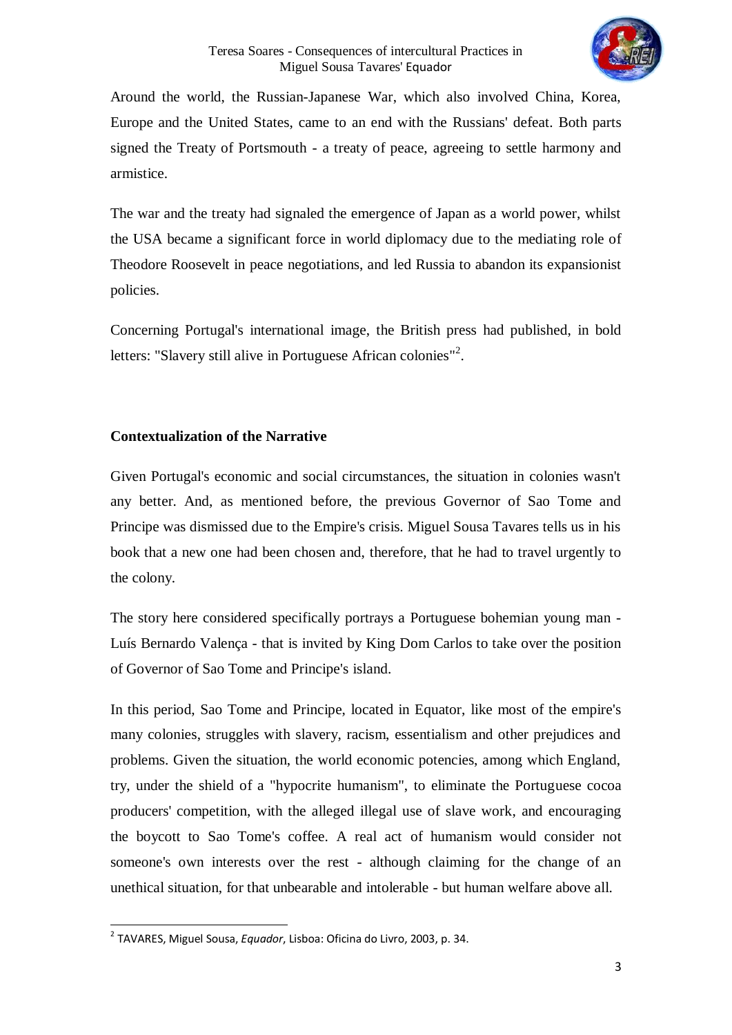Around the world, the Russian-Japanese War, which also involved China, Korea, Europe and the United States, came to an end with the Russians' defeat. Both parts signed the Treaty of Portsmouth - a treaty of peace, agreeing to settle harmony and armistice.

The war and the treaty had signaled the emergence of Japan as a world power, whilst the USA became a significant force in world diplomacy due to the mediating role of Theodore Roosevelt in peace negotiations, and led Russia to abandon its expansionist policies.

Concerning Portugal's international image, the British press had published, in bold letters: "Slavery still alive in Portuguese African colonies"[2].

## Contextualization of the Narrative

Given Portugal's economic and social circumstances, the situation in colonies wasn't any better. And, as mentioned before, the previous Governor of Sao Tome and Principe was dismissed due to the Empire's crisis. Miguel Sousa Tavares tells us in his book that a new one had been chosen and, therefore, that he had to travel urgently to the colony.

The story here considered specifically portrays a Portuguese bohemian young man - Luís Bernardo Valença - that is invited by King Dom Carlos to take over the position of Governor of Sao Tome and Principe's island.

In this period, Sao Tome and Principe, located in Equator, like most of the empire's many colonies, struggles with slavery, racism, essentialism and other prejudices and problems. Given the situation, the world economic potencies, among which England, try, under the shield of a "hypocrite humanism", to eliminate the Portuguese cocoa producers' competition, with the alleged illegal use of slave work, and encouraging the boycott to Sao Tome's coffee. A real act of humanism would consider not someone's own interests over the rest - although claiming for the change of an unethical situation, for that unbearable and intolerable - but human welfare above all.

---

[2] TAVARES, Miguel Sousa, *Equador*, Lisboa: Oficina do Livro, 2003, p. 34.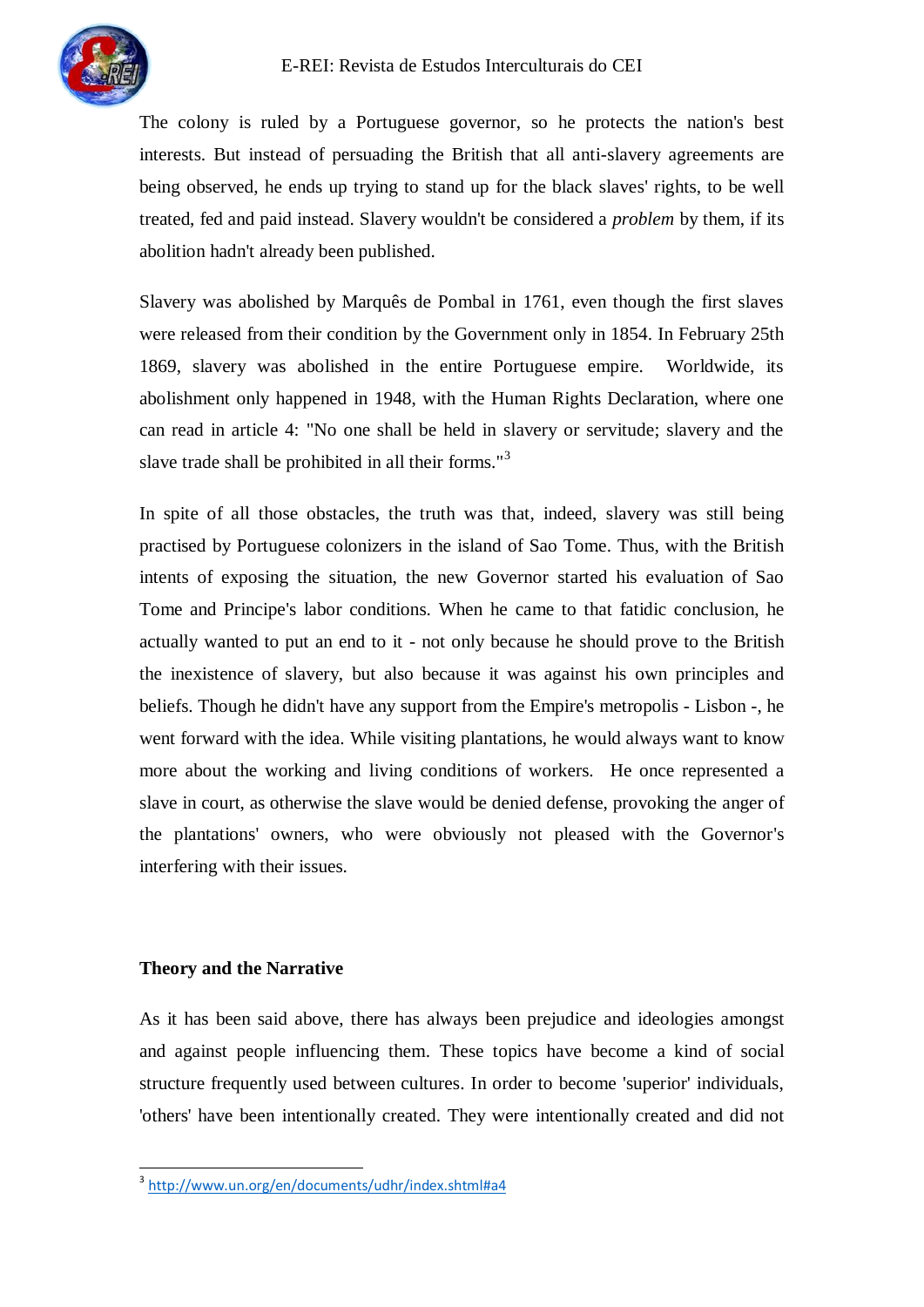The colony is ruled by a Portuguese governor, so he protects the nation's best interests. But instead of persuading the British that all anti-slavery agreements are being observed, he ends up trying to stand up for the black slaves' rights, to be well treated, fed and paid instead. Slavery wouldn't be considered a *problem* by them, if its abolition hadn't already been published.

Slavery was abolished by Marquês de Pombal in 1761, even though the first slaves were released from their condition by the Government only in 1854. In February 25th 1869, slavery was abolished in the entire Portuguese empire. Worldwide, its abolishment only happened in 1948, with the Human Rights Declaration, where one can read in article 4: "No one shall be held in slavery or servitude; slavery and the slave trade shall be prohibited in all their forms."[3]

In spite of all those obstacles, the truth was that, indeed, slavery was still being practised by Portuguese colonizers in the island of Sao Tome. Thus, with the British intents of exposing the situation, the new Governor started his evaluation of Sao Tome and Principe's labor conditions. When he came to that fatidic conclusion, he actually wanted to put an end to it - not only because he should prove to the British the inexistence of slavery, but also because it was against his own principles and beliefs. Though he didn't have any support from the Empire's metropolis - Lisbon -, he went forward with the idea. While visiting plantations, he would always want to know more about the working and living conditions of workers. He once represented a slave in court, as otherwise the slave would be denied defense, provoking the anger of the plantations' owners, who were obviously not pleased with the Governor's interfering with their issues.

## Theory and the Narrative

As it has been said above, there has always been prejudice and ideologies amongst and against people influencing them. These topics have become a kind of social structure frequently used between cultures. In order to become 'superior' individuals, 'others' have been intentionally created. They were intentionally created and did not

---

[3] http://www.un.org/en/documents/udhr/index.shtml#a4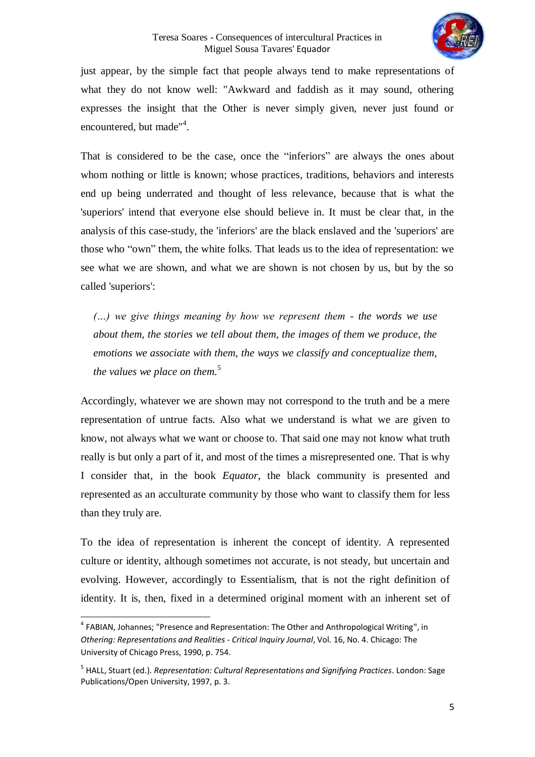just appear, by the simple fact that people always tend to make representations of what they do not know well: "Awkward and faddish as it may sound, othering expresses the insight that the Other is never simply given, never just found or encountered, but made"[4].

That is considered to be the case, once the "inferiors" are always the ones about whom nothing or little is known; whose practices, traditions, behaviors and interests end up being underrated and thought of less relevance, because that is what the 'superiors' intend that everyone else should believe in. It must be clear that, in the analysis of this case-study, the 'inferiors' are the black enslaved and the 'superiors' are those who "own" them, the white folks. That leads us to the idea of representation: we see what we are shown, and what we are shown is not chosen by us, but by the so called 'superiors':

> *(…) we give things meaning by how we represent them - the words we use about them, the stories we tell about them, the images of them we produce, the emotions we associate with them, the ways we classify and conceptualize them, the values we place on them.*[5]

Accordingly, whatever we are shown may not correspond to the truth and be a mere representation of untrue facts. Also what we understand is what we are given to know, not always what we want or choose to. That said one may not know what truth really is but only a part of it, and most of the times a misrepresented one. That is why I consider that, in the book *Equator*, the black community is presented and represented as an acculturate community by those who want to classify them for less than they truly are.

To the idea of representation is inherent the concept of identity. A represented culture or identity, although sometimes not accurate, is not steady, but uncertain and evolving. However, accordingly to Essentialism, that is not the right definition of identity. It is, then, fixed in a determined original moment with an inherent set of

---

[4] FABIAN, Johannes; "Presence and Representation: The Other and Anthropological Writing", in *Othering: Representations and Realities - Critical Inquiry Journal*, Vol. 16, No. 4. Chicago: The University of Chicago Press, 1990, p. 754.

[5] HALL, Stuart (ed.). *Representation: Cultural Representations and Signifying Practices*. London: Sage Publications/Open University, 1997, p. 3.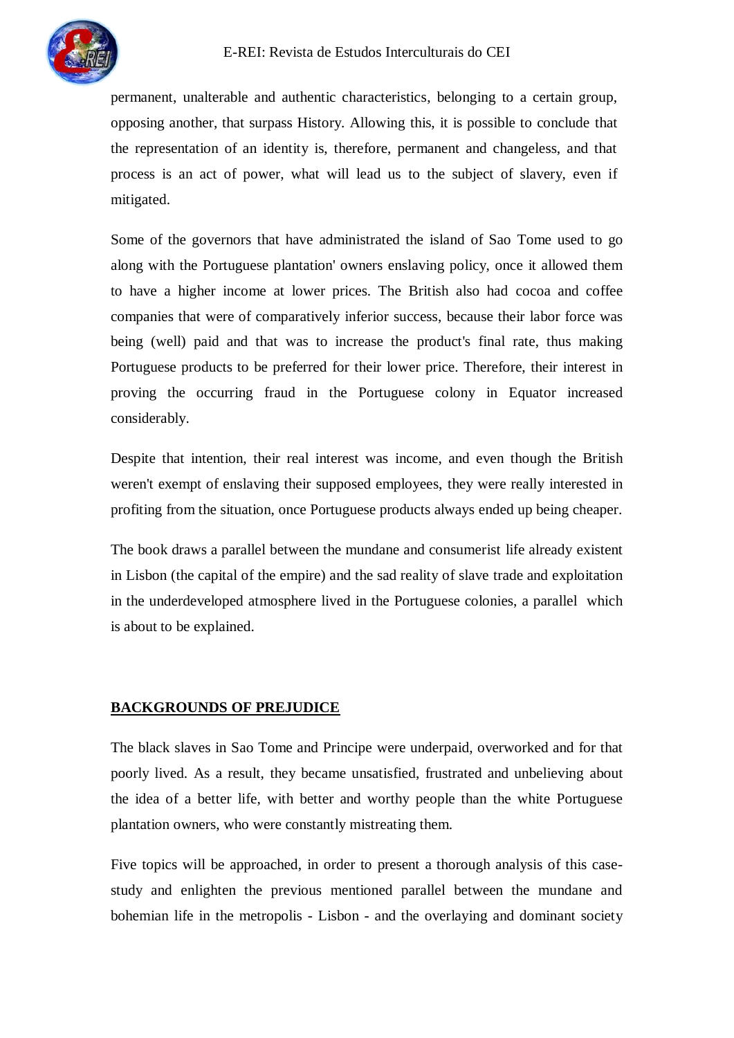permanent, unalterable and authentic characteristics, belonging to a certain group, opposing another, that surpass History. Allowing this, it is possible to conclude that the representation of an identity is, therefore, permanent and changeless, and that process is an act of power, what will lead us to the subject of slavery, even if mitigated.

Some of the governors that have administrated the island of Sao Tome used to go along with the Portuguese plantation' owners enslaving policy, once it allowed them to have a higher income at lower prices. The British also had cocoa and coffee companies that were of comparatively inferior success, because their labor force was being (well) paid and that was to increase the product's final rate, thus making Portuguese products to be preferred for their lower price. Therefore, their interest in proving the occurring fraud in the Portuguese colony in Equator increased considerably.

Despite that intention, their real interest was income, and even though the British weren't exempt of enslaving their supposed employees, they were really interested in profiting from the situation, once Portuguese products always ended up being cheaper.

The book draws a parallel between the mundane and consumerist life already existent in Lisbon (the capital of the empire) and the sad reality of slave trade and exploitation in the underdeveloped atmosphere lived in the Portuguese colonies, a parallel which is about to be explained.

## BACKGROUNDS OF PREJUDICE

The black slaves in Sao Tome and Principe were underpaid, overworked and for that poorly lived. As a result, they became unsatisfied, frustrated and unbelieving about the idea of a better life, with better and worthy people than the white Portuguese plantation owners, who were constantly mistreating them.

Five topics will be approached, in order to present a thorough analysis of this case-study and enlighten the previous mentioned parallel between the mundane and bohemian life in the metropolis - Lisbon - and the overlaying and dominant society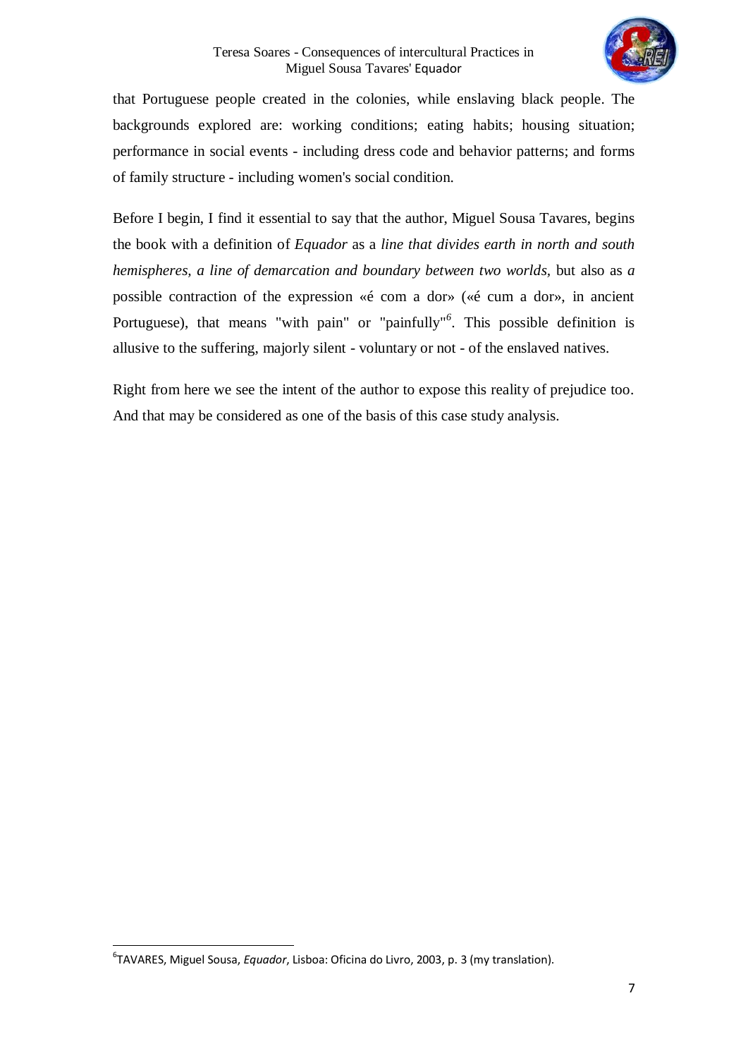that Portuguese people created in the colonies, while enslaving black people. The backgrounds explored are: working conditions; eating habits; housing situation; performance in social events - including dress code and behavior patterns; and forms of family structure - including women's social condition.

Before I begin, I find it essential to say that the author, Miguel Sousa Tavares, begins the book with a definition of *Equador* as a *line that divides earth in north and south hemispheres, a line of demarcation and boundary between two worlds*, but also as *a* possible contraction of the expression «é com a dor» («é cum a dor», in ancient Portuguese), that means "with pain" or "painfully"[6]. This possible definition is allusive to the suffering, majorly silent - voluntary or not - of the enslaved natives.

Right from here we see the intent of the author to expose this reality of prejudice too. And that may be considered as one of the basis of this case study analysis.

---

[6] TAVARES, Miguel Sousa, *Equador*, Lisboa: Oficina do Livro, 2003, p. 3 (my translation).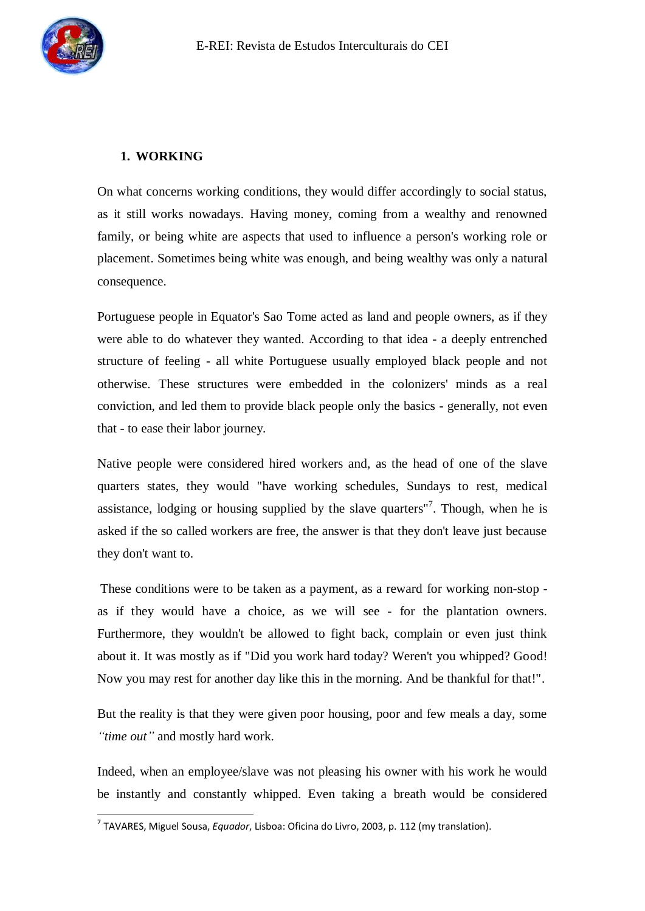## 1. WORKING

On what concerns working conditions, they would differ accordingly to social status, as it still works nowadays. Having money, coming from a wealthy and renowned family, or being white are aspects that used to influence a person's working role or placement. Sometimes being white was enough, and being wealthy was only a natural consequence.

Portuguese people in Equator's Sao Tome acted as land and people owners, as if they were able to do whatever they wanted. According to that idea - a deeply entrenched structure of feeling - all white Portuguese usually employed black people and not otherwise. These structures were embedded in the colonizers' minds as a real conviction, and led them to provide black people only the basics - generally, not even that - to ease their labor journey.

Native people were considered hired workers and, as the head of one of the slave quarters states, they would "have working schedules, Sundays to rest, medical assistance, lodging or housing supplied by the slave quarters"[7]. Though, when he is asked if the so called workers are free, the answer is that they don't leave just because they don't want to.

These conditions were to be taken as a payment, as a reward for working non-stop - as if they would have a choice, as we will see - for the plantation owners. Furthermore, they wouldn't be allowed to fight back, complain or even just think about it. It was mostly as if "Did you work hard today? Weren't you whipped? Good! Now you may rest for another day like this in the morning. And be thankful for that!".

But the reality is that they were given poor housing, poor and few meals a day, some *"time out"* and mostly hard work.

Indeed, when an employee/slave was not pleasing his owner with his work he would be instantly and constantly whipped. Even taking a breath would be considered

---

[7] TAVARES, Miguel Sousa, *Equador*, Lisboa: Oficina do Livro, 2003, p. 112 (my translation).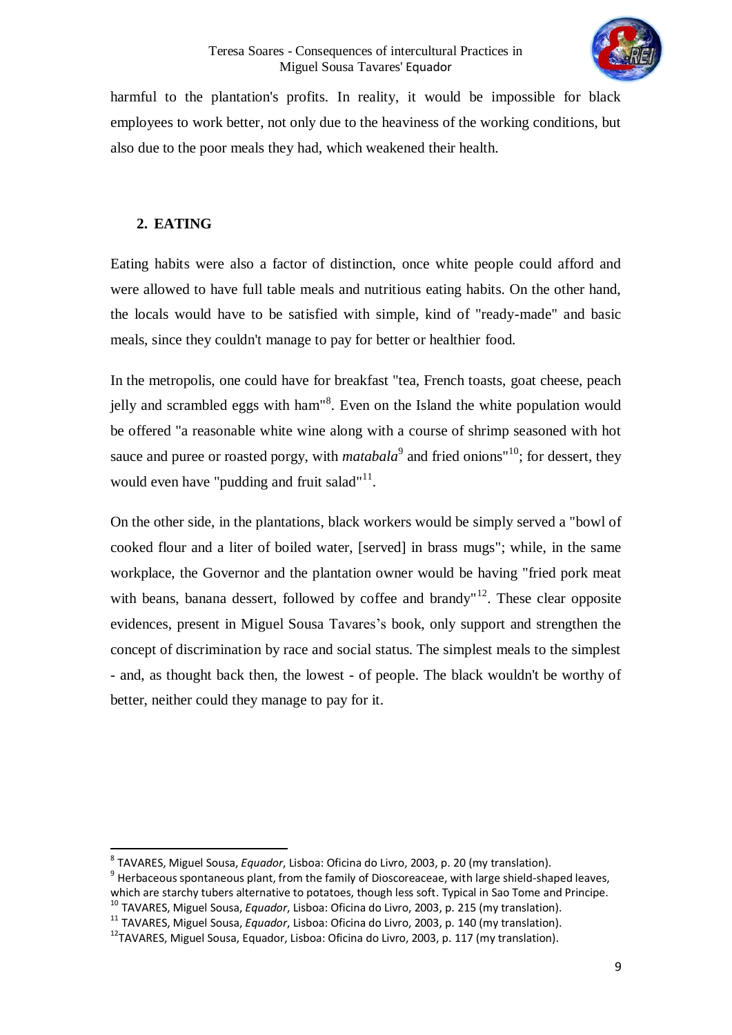harmful to the plantation's profits. In reality, it would be impossible for black employees to work better, not only due to the heaviness of the working conditions, but also due to the poor meals they had, which weakened their health.

## 2. EATING

Eating habits were also a factor of distinction, once white people could afford and were allowed to have full table meals and nutritious eating habits. On the other hand, the locals would have to be satisfied with simple, kind of "ready-made" and basic meals, since they couldn't manage to pay for better or healthier food.

In the metropolis, one could have for breakfast "tea, French toasts, goat cheese, peach jelly and scrambled eggs with ham"[8]. Even on the Island the white population would be offered "a reasonable white wine along with a course of shrimp seasoned with hot sauce and puree or roasted porgy, with *matabala*[9] and fried onions"[10]; for dessert, they would even have "pudding and fruit salad"[11].

On the other side, in the plantations, black workers would be simply served a "bowl of cooked flour and a liter of boiled water, [served] in brass mugs"; while, in the same workplace, the Governor and the plantation owner would be having "fried pork meat with beans, banana dessert, followed by coffee and brandy"[12]. These clear opposite evidences, present in Miguel Sousa Tavares's book, only support and strengthen the concept of discrimination by race and social status. The simplest meals to the simplest - and, as thought back then, the lowest - of people. The black wouldn't be worthy of better, neither could they manage to pay for it.

---

[8] TAVARES, Miguel Sousa, *Equador*, Lisboa: Oficina do Livro, 2003, p. 20 (my translation).

[9] Herbaceous spontaneous plant, from the family of Dioscoreaceae, with large shield-shaped leaves, which are starchy tubers alternative to potatoes, though less soft. Typical in Sao Tome and Principe.

[10] TAVARES, Miguel Sousa, *Equador*, Lisboa: Oficina do Livro, 2003, p. 215 (my translation).

[11] TAVARES, Miguel Sousa, *Equador*, Lisboa: Oficina do Livro, 2003, p. 140 (my translation).

[12] TAVARES, Miguel Sousa, Equador, Lisboa: Oficina do Livro, 2003, p. 117 (my translation).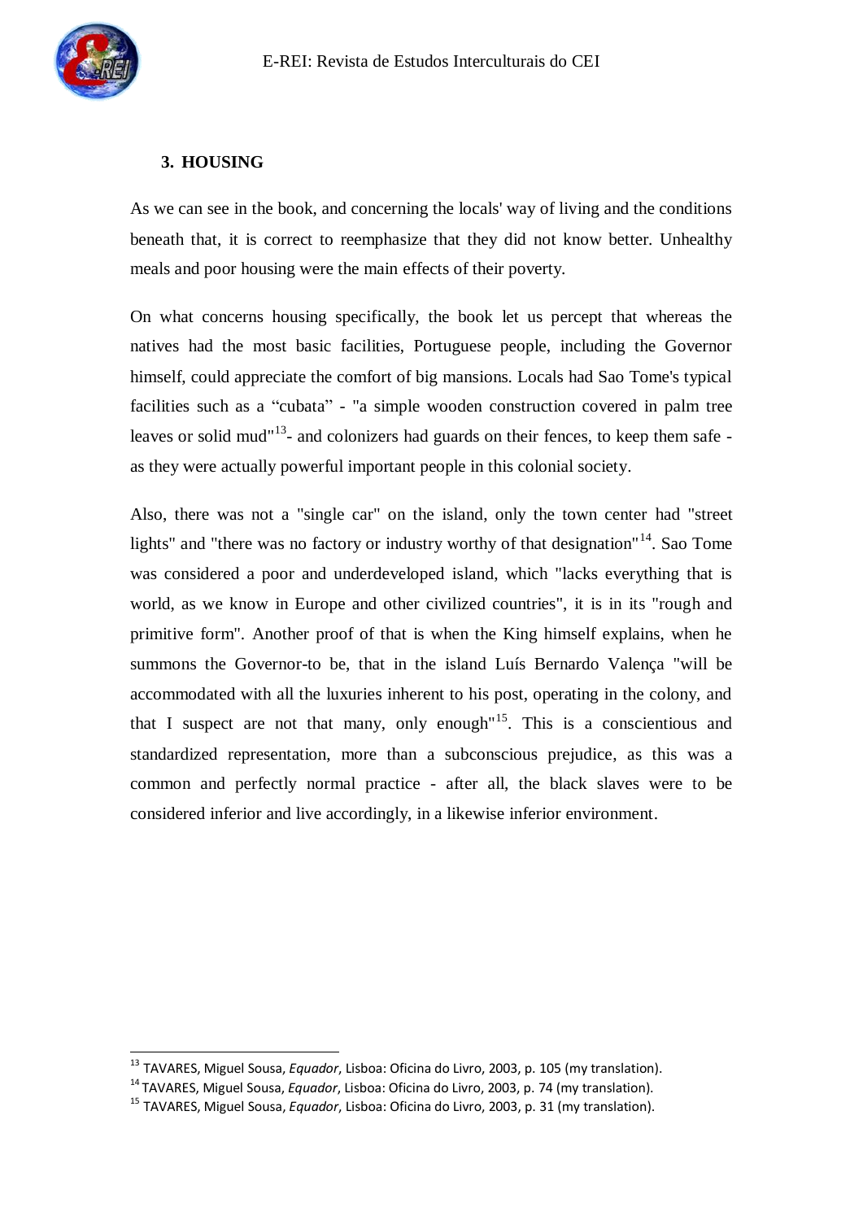## 3. HOUSING

As we can see in the book, and concerning the locals' way of living and the conditions beneath that, it is correct to reemphasize that they did not know better. Unhealthy meals and poor housing were the main effects of their poverty.

On what concerns housing specifically, the book let us percept that whereas the natives had the most basic facilities, Portuguese people, including the Governor himself, could appreciate the comfort of big mansions. Locals had Sao Tome's typical facilities such as a "cubata" - "a simple wooden construction covered in palm tree leaves or solid mud"[13]- and colonizers had guards on their fences, to keep them safe - as they were actually powerful important people in this colonial society.

Also, there was not a "single car" on the island, only the town center had "street lights" and "there was no factory or industry worthy of that designation"[14]. Sao Tome was considered a poor and underdeveloped island, which "lacks everything that is world, as we know in Europe and other civilized countries", it is in its "rough and primitive form". Another proof of that is when the King himself explains, when he summons the Governor-to be, that in the island Luís Bernardo Valença "will be accommodated with all the luxuries inherent to his post, operating in the colony, and that I suspect are not that many, only enough"[15]. This is a conscientious and standardized representation, more than a subconscious prejudice, as this was a common and perfectly normal practice - after all, the black slaves were to be considered inferior and live accordingly, in a likewise inferior environment.

---

[13] TAVARES, Miguel Sousa, *Equador*, Lisboa: Oficina do Livro, 2003, p. 105 (my translation).

[14] TAVARES, Miguel Sousa, *Equador*, Lisboa: Oficina do Livro, 2003, p. 74 (my translation).

[15] TAVARES, Miguel Sousa, *Equador*, Lisboa: Oficina do Livro, 2003, p. 31 (my translation).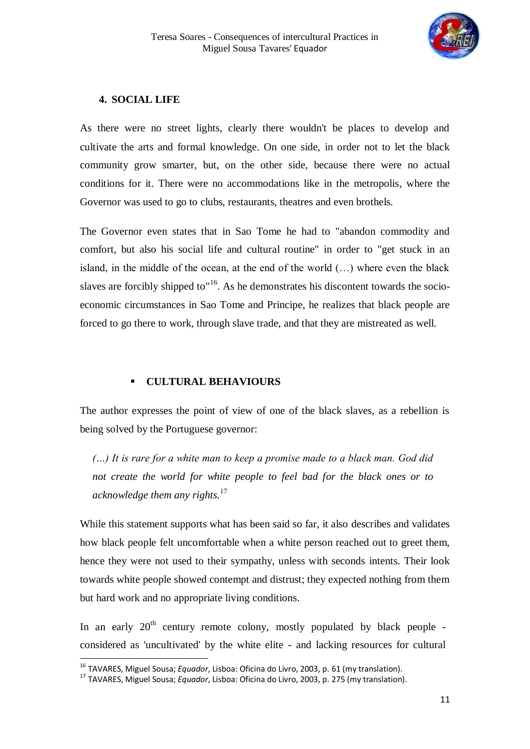## 4. SOCIAL LIFE

As there were no street lights, clearly there wouldn't be places to develop and cultivate the arts and formal knowledge. On one side, in order not to let the black community grow smarter, but, on the other side, because there were no actual conditions for it. There were no accommodations like in the metropolis, where the Governor was used to go to clubs, restaurants, theatres and even brothels.

The Governor even states that in Sao Tome he had to "abandon commodity and comfort, but also his social life and cultural routine" in order to "get stuck in an island, in the middle of the ocean, at the end of the world (…) where even the black slaves are forcibly shipped to"[16]. As he demonstrates his discontent towards the socio-economic circumstances in Sao Tome and Principe, he realizes that black people are forced to go there to work, through slave trade, and that they are mistreated as well.

- **CULTURAL BEHAVIOURS**

The author expresses the point of view of one of the black slaves, as a rebellion is being solved by the Portuguese governor:

> *(…) It is rare for a white man to keep a promise made to a black man. God did not create the world for white people to feel bad for the black ones or to acknowledge them any rights.*[17]

While this statement supports what has been said so far, it also describes and validates how black people felt uncomfortable when a white person reached out to greet them, hence they were not used to their sympathy, unless with seconds intents. Their look towards white people showed contempt and distrust; they expected nothing from them but hard work and no appropriate living conditions.

In an early 20th century remote colony, mostly populated by black people - considered as 'uncultivated' by the white elite - and lacking resources for cultural

[16] TAVARES, Miguel Sousa; *Equador*, Lisboa: Oficina do Livro, 2003, p. 61 (my translation).

[17] TAVARES, Miguel Sousa; *Equador*, Lisboa: Oficina do Livro, 2003, p. 275 (my translation).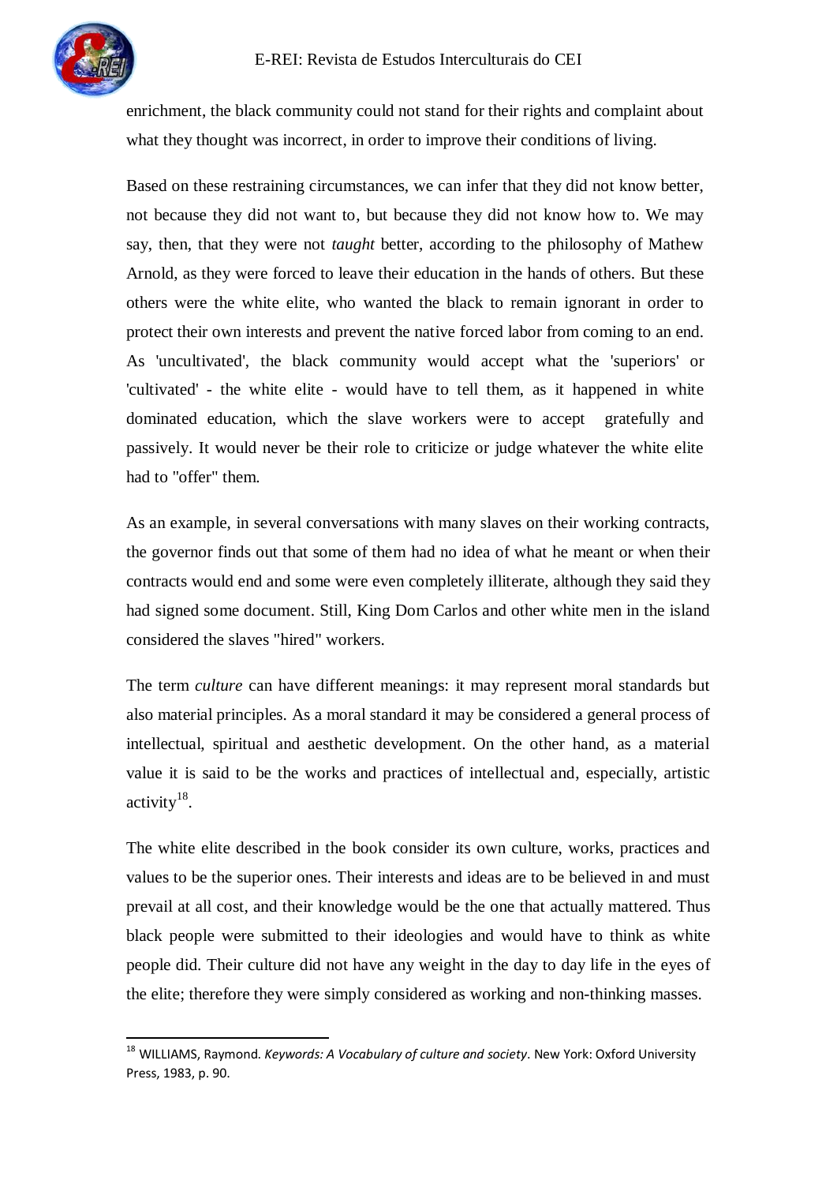enrichment, the black community could not stand for their rights and complaint about what they thought was incorrect, in order to improve their conditions of living.

Based on these restraining circumstances, we can infer that they did not know better, not because they did not want to, but because they did not know how to. We may say, then, that they were not *taught* better, according to the philosophy of Mathew Arnold, as they were forced to leave their education in the hands of others. But these others were the white elite, who wanted the black to remain ignorant in order to protect their own interests and prevent the native forced labor from coming to an end. As 'uncultivated', the black community would accept what the 'superiors' or 'cultivated' - the white elite - would have to tell them, as it happened in white dominated education, which the slave workers were to accept gratefully and passively. It would never be their role to criticize or judge whatever the white elite had to "offer" them.

As an example, in several conversations with many slaves on their working contracts, the governor finds out that some of them had no idea of what he meant or when their contracts would end and some were even completely illiterate, although they said they had signed some document. Still, King Dom Carlos and other white men in the island considered the slaves "hired" workers.

The term *culture* can have different meanings: it may represent moral standards but also material principles. As a moral standard it may be considered a general process of intellectual, spiritual and aesthetic development. On the other hand, as a material value it is said to be the works and practices of intellectual and, especially, artistic activity[18].

The white elite described in the book consider its own culture, works, practices and values to be the superior ones. Their interests and ideas are to be believed in and must prevail at all cost, and their knowledge would be the one that actually mattered. Thus black people were submitted to their ideologies and would have to think as white people did. Their culture did not have any weight in the day to day life in the eyes of the elite; therefore they were simply considered as working and non-thinking masses.

---

[18] WILLIAMS, Raymond. *Keywords: A Vocabulary of culture and society*. New York: Oxford University Press, 1983, p. 90.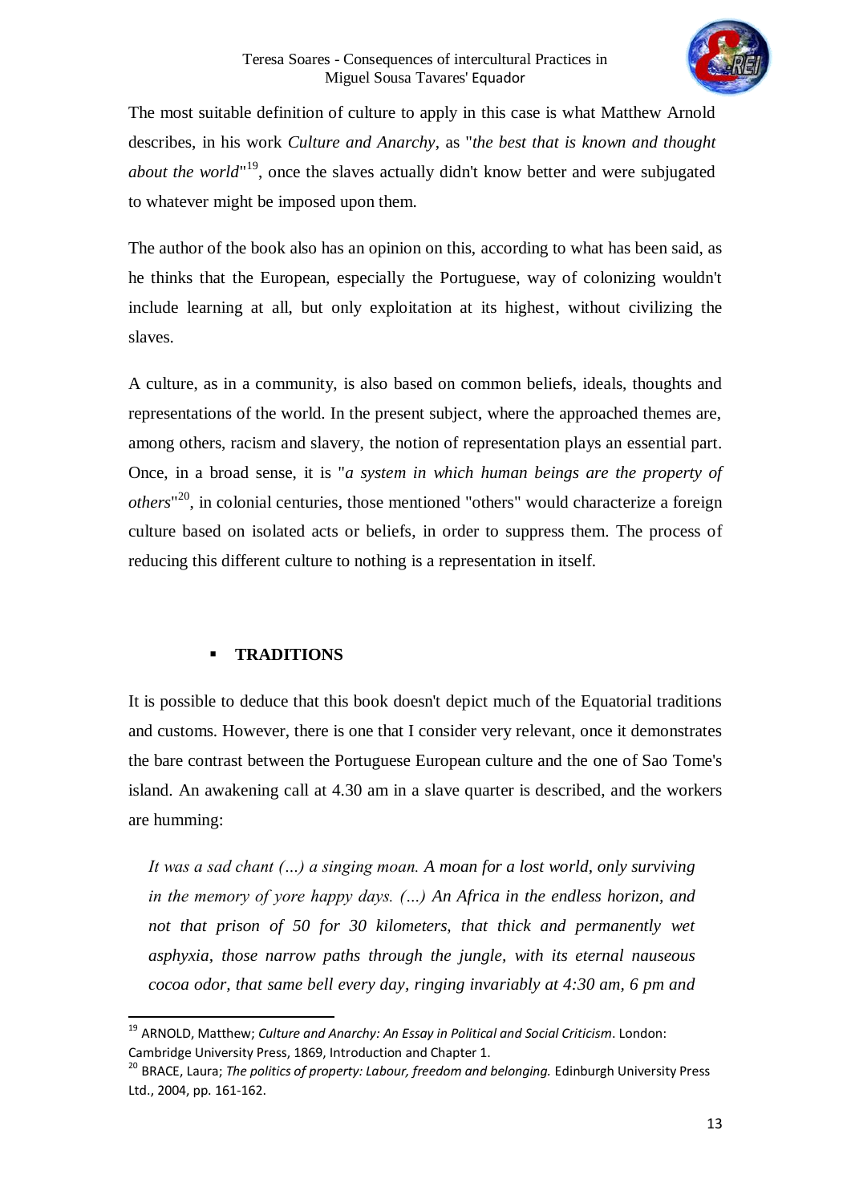The most suitable definition of culture to apply in this case is what Matthew Arnold describes, in his work *Culture and Anarchy*, as "*the best that is known and thought about the world*"[19], once the slaves actually didn't know better and were subjugated to whatever might be imposed upon them.

The author of the book also has an opinion on this, according to what has been said, as he thinks that the European, especially the Portuguese, way of colonizing wouldn't include learning at all, but only exploitation at its highest, without civilizing the slaves.

A culture, as in a community, is also based on common beliefs, ideals, thoughts and representations of the world. In the present subject, where the approached themes are, among others, racism and slavery, the notion of representation plays an essential part. Once, in a broad sense, it is "*a system in which human beings are the property of others*"[20], in colonial centuries, those mentioned "others" would characterize a foreign culture based on isolated acts or beliefs, in order to suppress them. The process of reducing this different culture to nothing is a representation in itself.

- **TRADITIONS**

It is possible to deduce that this book doesn't depict much of the Equatorial traditions and customs. However, there is one that I consider very relevant, once it demonstrates the bare contrast between the Portuguese European culture and the one of Sao Tome's island. An awakening call at 4.30 am in a slave quarter is described, and the workers are humming:

> *It was a sad chant (...) a singing moan. A moan for a lost world, only surviving in the memory of yore happy days. (...) An Africa in the endless horizon, and not that prison of 50 for 30 kilometers, that thick and permanently wet asphyxia, those narrow paths through the jungle, with its eternal nauseous cocoa odor, that same bell every day, ringing invariably at 4:30 am, 6 pm and*

---

[19] ARNOLD, Matthew; *Culture and Anarchy: An Essay in Political and Social Criticism*. London: Cambridge University Press, 1869, Introduction and Chapter 1.

[20] BRACE, Laura; *The politics of property: Labour, freedom and belonging.* Edinburgh University Press Ltd., 2004, pp. 161-162.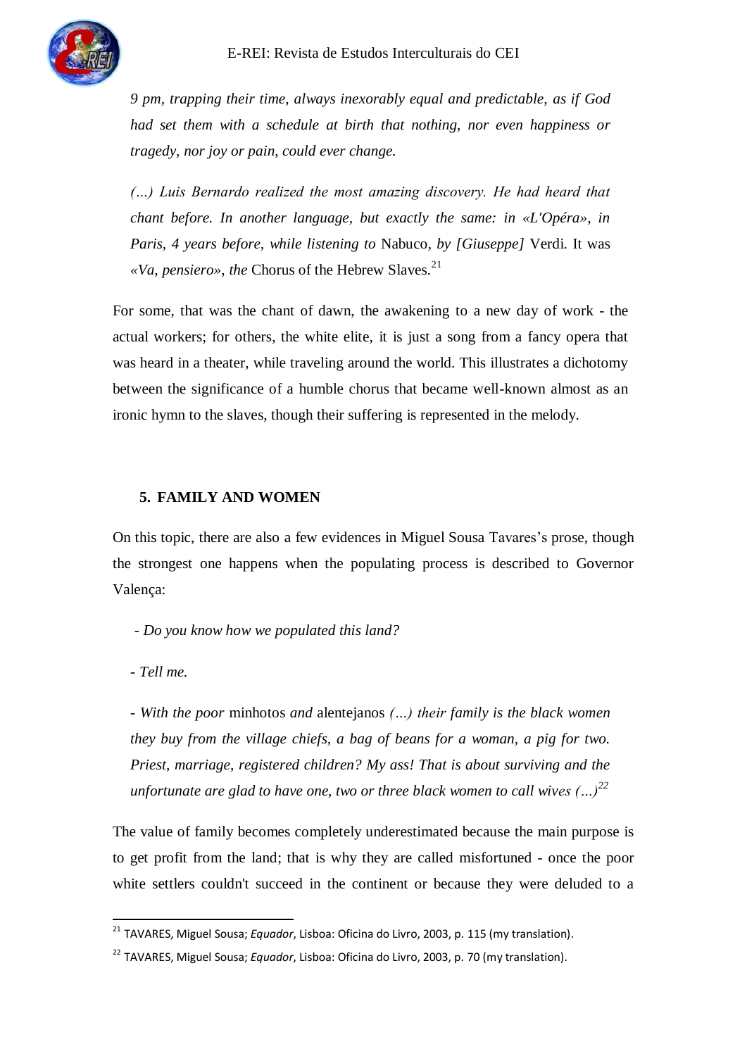*9 pm, trapping their time, always inexorably equal and predictable, as if God had set them with a schedule at birth that nothing, nor even happiness or tragedy, nor joy or pain, could ever change.*

*(…) Luis Bernardo realized the most amazing discovery. He had heard that chant before. In another language, but exactly the same: in «L'Opéra», in Paris, 4 years before, while listening to* Nabuco*, by [Giuseppe]* Verdi*.* It was *«Va, pensiero», the* Chorus of the Hebrew Slaves.[21]

For some, that was the chant of dawn, the awakening to a new day of work - the actual workers; for others, the white elite, it is just a song from a fancy opera that was heard in a theater, while traveling around the world. This illustrates a dichotomy between the significance of a humble chorus that became well-known almost as an ironic hymn to the slaves, though their suffering is represented in the melody.

## 5. FAMILY AND WOMEN

On this topic, there are also a few evidences in Miguel Sousa Tavares's prose, though the strongest one happens when the populating process is described to Governor Valença:

- *Do you know how we populated this land?*

- *Tell me.*

- *With the poor* minhotos *and* alentejanos *(…) their family is the black women they buy from the village chiefs, a bag of beans for a woman, a pig for two. Priest, marriage, registered children? My ass! That is about surviving and the unfortunate are glad to have one, two or three black women to call wives (…)*[22]

The value of family becomes completely underestimated because the main purpose is to get profit from the land; that is why they are called misfortuned - once the poor white settlers couldn't succeed in the continent or because they were deluded to a

[21] TAVARES, Miguel Sousa; *Equador*, Lisboa: Oficina do Livro, 2003, p. 115 (my translation).

[22] TAVARES, Miguel Sousa; *Equador*, Lisboa: Oficina do Livro, 2003, p. 70 (my translation).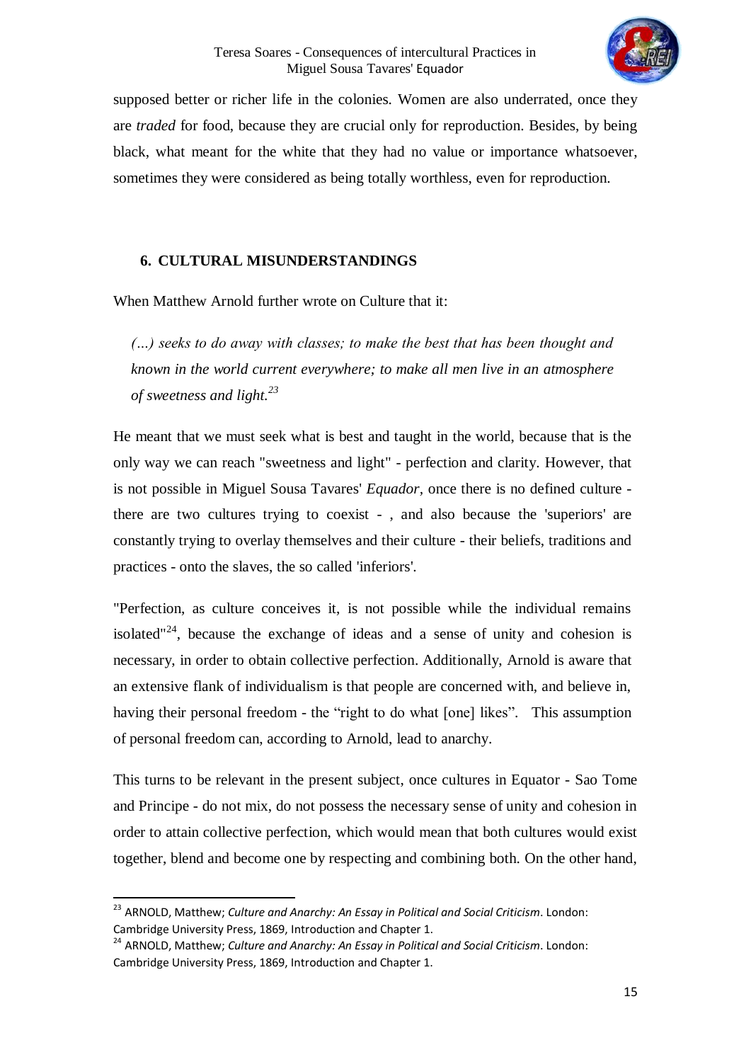supposed better or richer life in the colonies. Women are also underrated, once they are *traded* for food, because they are crucial only for reproduction. Besides, by being black, what meant for the white that they had no value or importance whatsoever, sometimes they were considered as being totally worthless, even for reproduction.

## 6. CULTURAL MISUNDERSTANDINGS

When Matthew Arnold further wrote on Culture that it:

> *(...) seeks to do away with classes; to make the best that has been thought and known in the world current everywhere; to make all men live in an atmosphere of sweetness and light.*[23]

He meant that we must seek what is best and taught in the world, because that is the only way we can reach "sweetness and light" - perfection and clarity. However, that is not possible in Miguel Sousa Tavares' *Equador*, once there is no defined culture - there are two cultures trying to coexist - , and also because the 'superiors' are constantly trying to overlay themselves and their culture - their beliefs, traditions and practices - onto the slaves, the so called 'inferiors'.

"Perfection, as culture conceives it, is not possible while the individual remains isolated"[24], because the exchange of ideas and a sense of unity and cohesion is necessary, in order to obtain collective perfection. Additionally, Arnold is aware that an extensive flank of individualism is that people are concerned with, and believe in, having their personal freedom - the "right to do what [one] likes". This assumption of personal freedom can, according to Arnold, lead to anarchy.

This turns to be relevant in the present subject, once cultures in Equator - Sao Tome and Principe - do not mix, do not possess the necessary sense of unity and cohesion in order to attain collective perfection, which would mean that both cultures would exist together, blend and become one by respecting and combining both. On the other hand,

---

[23] ARNOLD, Matthew; *Culture and Anarchy: An Essay in Political and Social Criticism*. London: Cambridge University Press, 1869, Introduction and Chapter 1.

[24] ARNOLD, Matthew; *Culture and Anarchy: An Essay in Political and Social Criticism*. London: Cambridge University Press, 1869, Introduction and Chapter 1.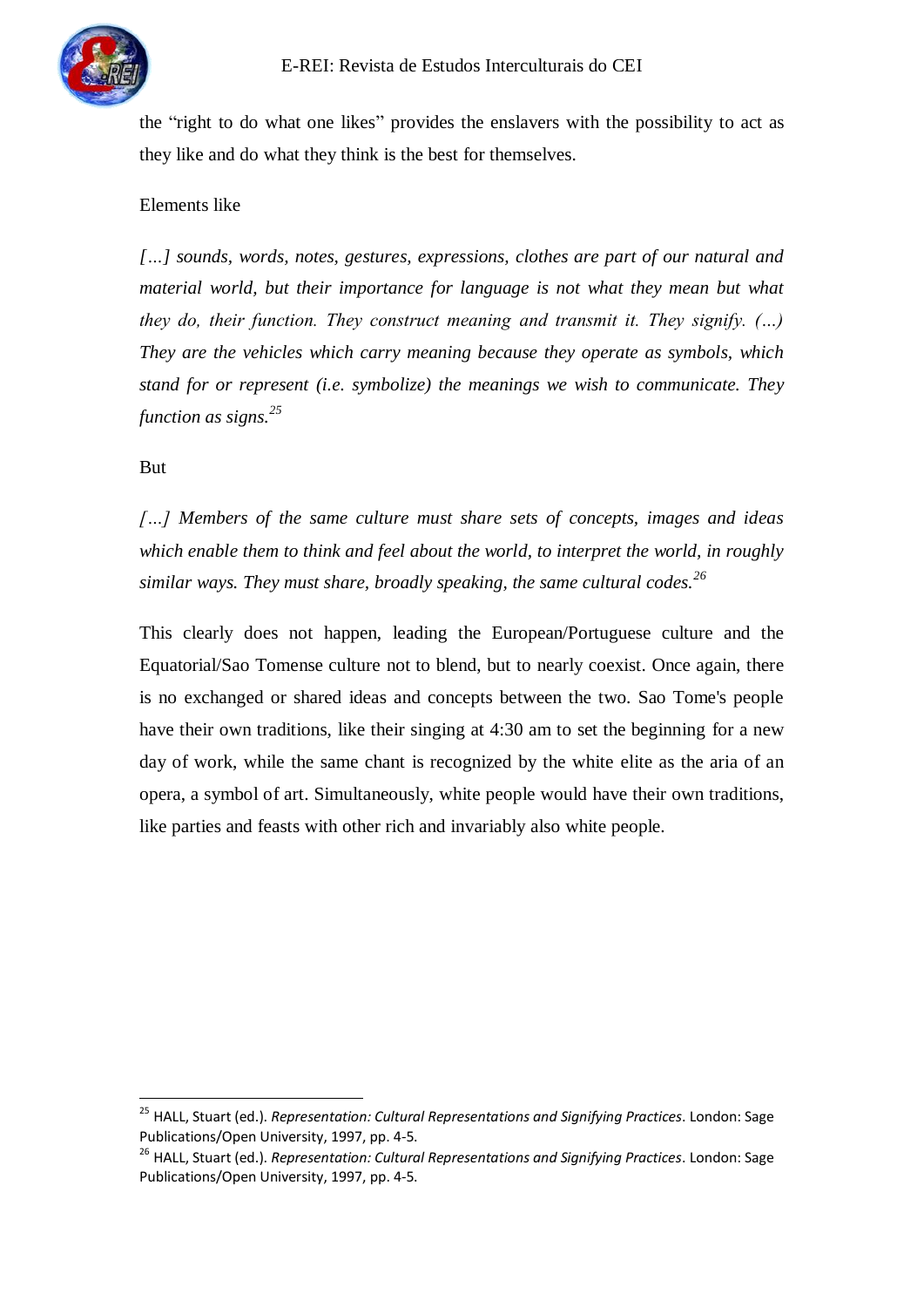the “right to do what one likes” provides the enslavers with the possibility to act as they like and do what they think is the best for themselves.

Elements like

*[…] sounds, words, notes, gestures, expressions, clothes are part of our natural and material world, but their importance for language is not what they mean but what they do, their function. They construct meaning and transmit it. They signify. (…) They are the vehicles which carry meaning because they operate as symbols, which stand for or represent (i.e. symbolize) the meanings we wish to communicate. They function as signs.*[25]

But

*[…] Members of the same culture must share sets of concepts, images and ideas which enable them to think and feel about the world, to interpret the world, in roughly similar ways. They must share, broadly speaking, the same cultural codes.*[26]

This clearly does not happen, leading the European/Portuguese culture and the Equatorial/Sao Tomense culture not to blend, but to nearly coexist. Once again, there is no exchanged or shared ideas and concepts between the two. Sao Tome's people have their own traditions, like their singing at 4:30 am to set the beginning for a new day of work, while the same chant is recognized by the white elite as the aria of an opera, a symbol of art. Simultaneously, white people would have their own traditions, like parties and feasts with other rich and invariably also white people.

---

[25] HALL, Stuart (ed.). *Representation: Cultural Representations and Signifying Practices*. London: Sage Publications/Open University, 1997, pp. 4-5.

[26] HALL, Stuart (ed.). *Representation: Cultural Representations and Signifying Practices*. London: Sage Publications/Open University, 1997, pp. 4-5.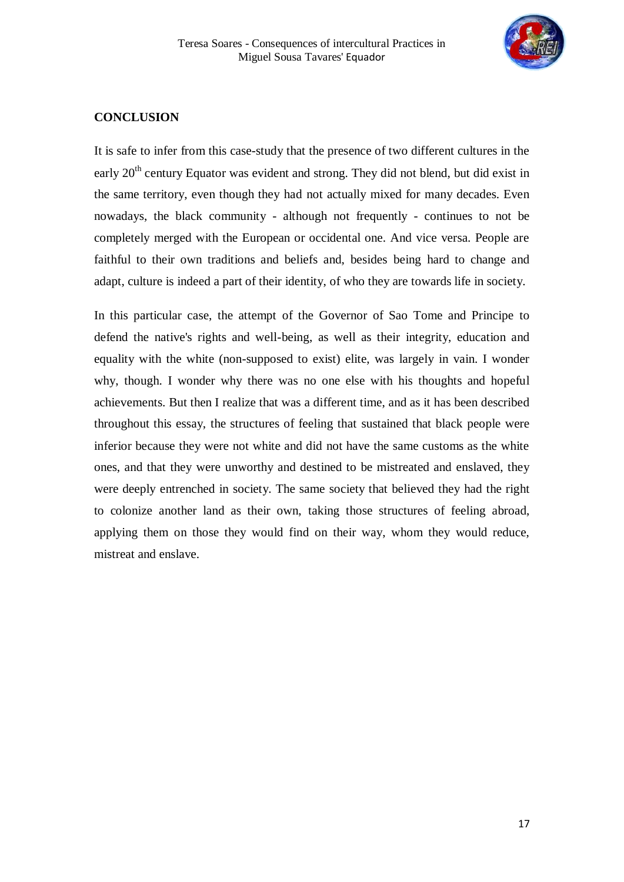## CONCLUSION

It is safe to infer from this case-study that the presence of two different cultures in the early 20th century Equator was evident and strong. They did not blend, but did exist in the same territory, even though they had not actually mixed for many decades. Even nowadays, the black community - although not frequently - continues to not be completely merged with the European or occidental one. And vice versa. People are faithful to their own traditions and beliefs and, besides being hard to change and adapt, culture is indeed a part of their identity, of who they are towards life in society.

In this particular case, the attempt of the Governor of Sao Tome and Principe to defend the native's rights and well-being, as well as their integrity, education and equality with the white (non-supposed to exist) elite, was largely in vain. I wonder why, though. I wonder why there was no one else with his thoughts and hopeful achievements. But then I realize that was a different time, and as it has been described throughout this essay, the structures of feeling that sustained that black people were inferior because they were not white and did not have the same customs as the white ones, and that they were unworthy and destined to be mistreated and enslaved, they were deeply entrenched in society. The same society that believed they had the right to colonize another land as their own, taking those structures of feeling abroad, applying them on those they would find on their way, whom they would reduce, mistreat and enslave.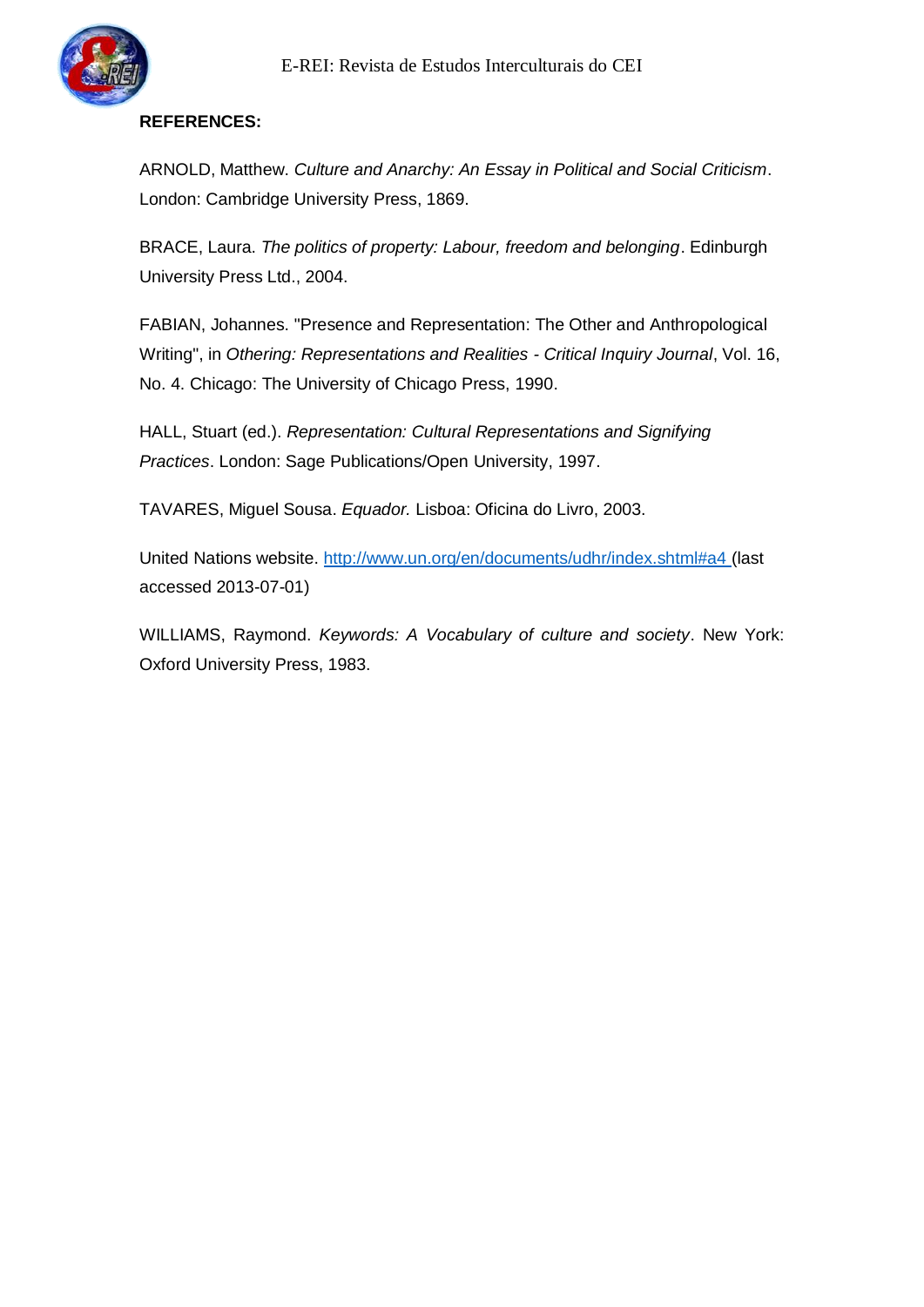**REFERENCES:**

ARNOLD, Matthew. *Culture and Anarchy: An Essay in Political and Social Criticism*. London: Cambridge University Press, 1869.

BRACE, Laura. *The politics of property: Labour, freedom and belonging*. Edinburgh University Press Ltd., 2004.

FABIAN, Johannes. "Presence and Representation: The Other and Anthropological Writing", in *Othering: Representations and Realities - Critical Inquiry Journal*, Vol. 16, No. 4. Chicago: The University of Chicago Press, 1990.

HALL, Stuart (ed.). *Representation: Cultural Representations and Signifying Practices*. London: Sage Publications/Open University, 1997.

TAVARES, Miguel Sousa. *Equador.* Lisboa: Oficina do Livro, 2003.

United Nations website. http://www.un.org/en/documents/udhr/index.shtml#a4 (last accessed 2013-07-01)

WILLIAMS, Raymond. *Keywords: A Vocabulary of culture and society*. New York: Oxford University Press, 1983.